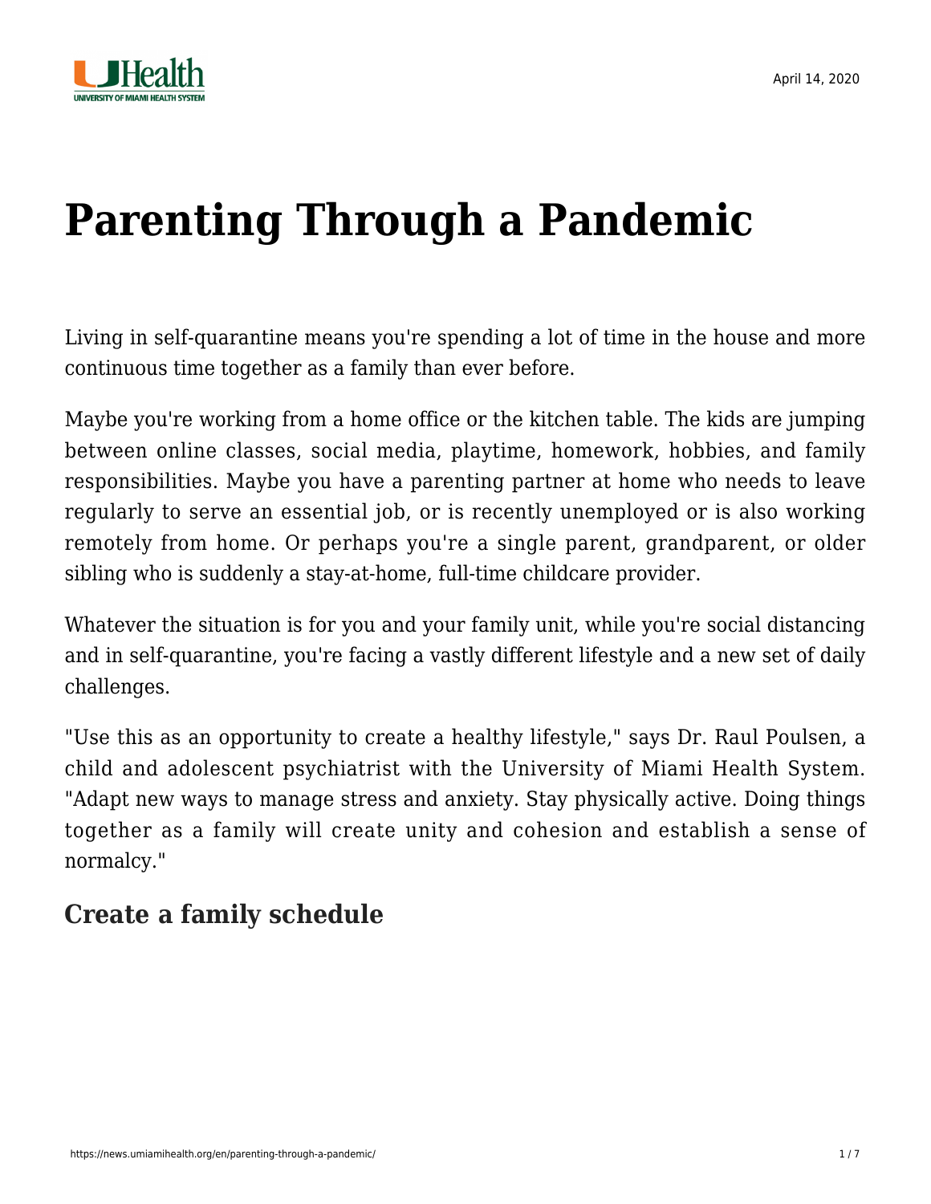# Parenting Through a Pandemic

Living in self-quarantine means you're spending a lot of time in the house and more continuous time together as a family than ever before.

Maybe you're working from a home office or the kitchen table. The kids are jumping between online classes, social media, playtime, homework, hobbies, and family responsibilities. Maybe you have a parenting partner at home who needs to leave regularly to serve an essential job, or is recently unemployed or is also working remotely from home. Or perhaps you're a single parent, grandparent, or older sibling who is suddenly a stay-at-home, full-time childcare provider.

Whatever the situation is for you and your family unit, while you're social distancing and in self-quarantine, you're facing a vastly different lifestyle and a new set of daily challenges.

"Use this as an opportunity to create a healthy lifestyle," says Dr. Raul Poulsen, a child and adolescent psychiatrist with the University of Miami Health System. "Adapt new ways to manage stress and anxiety. Stay physically active. Doing things together as a family will create unity and cohesion and establish a sense of normalcy."

## Create a family schedule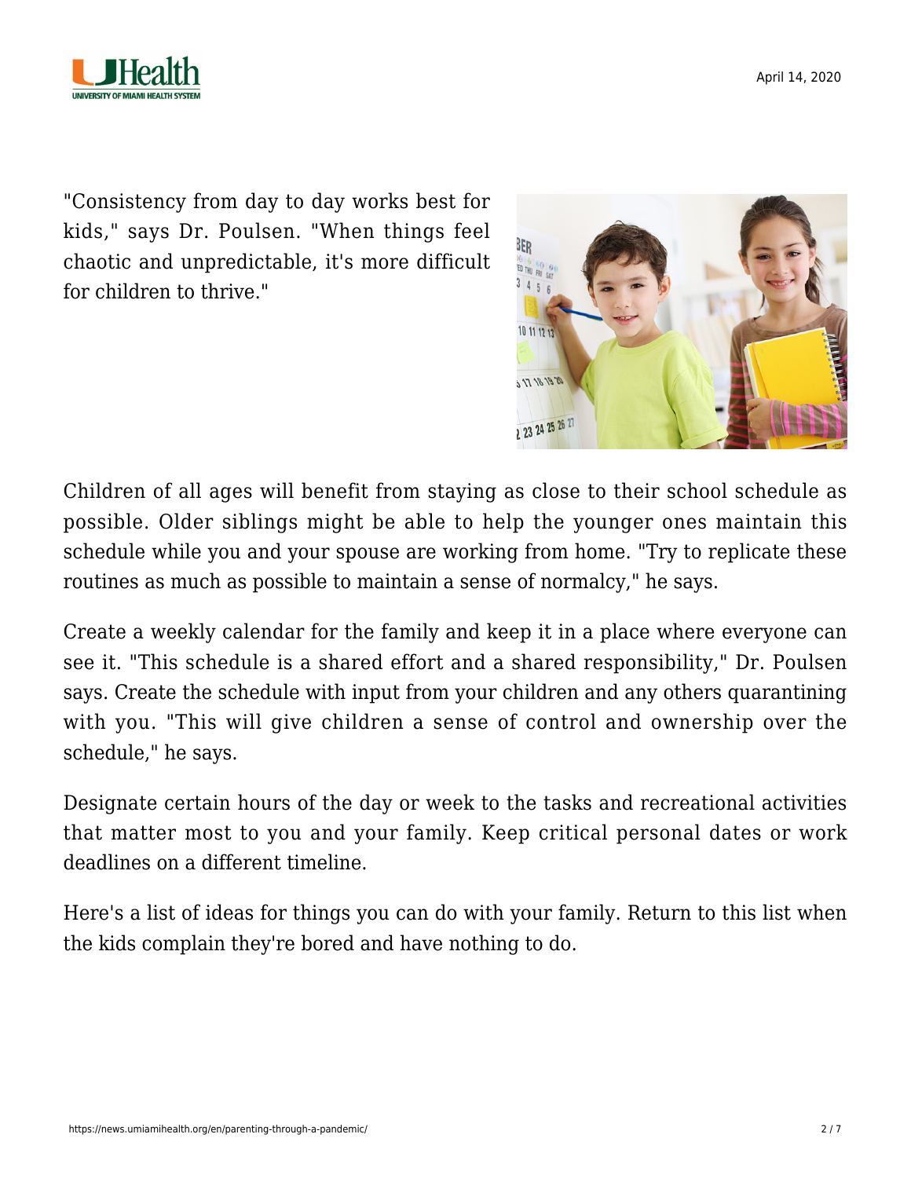"Consistency from day to day works best for kids," says Dr. Poulsen. "When things feel chaotic and unpredictable, it's more difficult for children to thrive."

Children of all ages will benefit from staying as close to their school schedule as possible. Older siblings might be able to help the younger ones maintain this schedule while you and your spouse are working from home. "Try to replicate these routines as much as possible to maintain a sense of normalcy," he says.

Create a weekly calendar for the family and keep it in a place where everyone can see it. "This schedule is a shared effort and a shared responsibility," Dr. Poulsen says. Create the schedule with input from your children and any others quarantining with you. "This will give children a sense of control and ownership over the schedule," he says.

Designate certain hours of the day or week to the tasks and recreational activities that matter most to you and your family. Keep critical personal dates or work deadlines on a different timeline.

Here's a list of ideas for things you can do with your family. Return to this list when the kids complain they're bored and have nothing to do.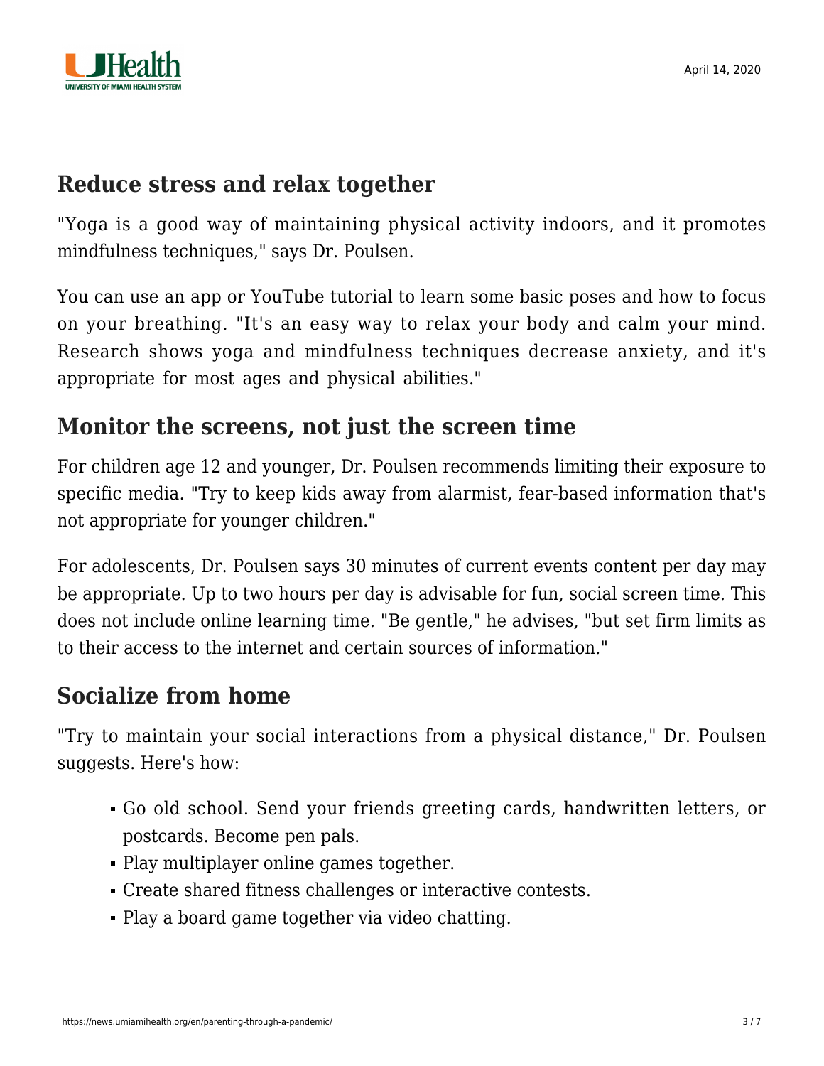## Reduce stress and relax together

"Yoga is a good way of maintaining physical activity indoors, and it promotes mindfulness techniques," says Dr. Poulsen.

You can use an app or YouTube tutorial to learn some basic poses and how to focus on your breathing. "It's an easy way to relax your body and calm your mind. Research shows yoga and mindfulness techniques decrease anxiety, and it's appropriate for most ages and physical abilities."

## Monitor the screens, not just the screen time

For children age 12 and younger, Dr. Poulsen recommends limiting their exposure to specific media. "Try to keep kids away from alarmist, fear-based information that's not appropriate for younger children."

For adolescents, Dr. Poulsen says 30 minutes of current events content per day may be appropriate. Up to two hours per day is advisable for fun, social screen time. This does not include online learning time. "Be gentle," he advises, "but set firm limits as to their access to the internet and certain sources of information."

## Socialize from home

"Try to maintain your social interactions from a physical distance," Dr. Poulsen suggests. Here's how:

- Go old school. Send your friends greeting cards, handwritten letters, or postcards. Become pen pals.
- Play multiplayer online games together.
- Create shared fitness challenges or interactive contests.
- Play a board game together via video chatting.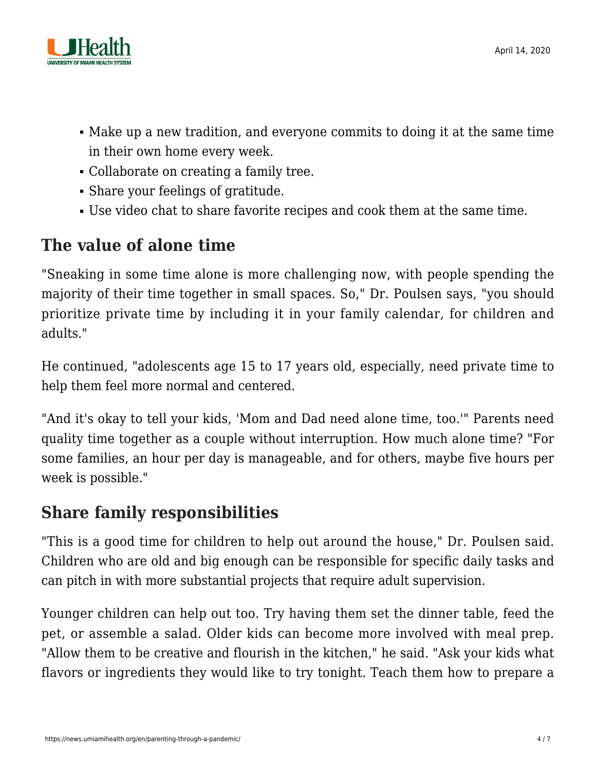- Make up a new tradition, and everyone commits to doing it at the same time in their own home every week.
- Collaborate on creating a family tree.
- Share your feelings of gratitude.
- Use video chat to share favorite recipes and cook them at the same time.

## The value of alone time

"Sneaking in some time alone is more challenging now, with people spending the majority of their time together in small spaces. So," Dr. Poulsen says, "you should prioritize private time by including it in your family calendar, for children and adults."

He continued, "adolescents age 15 to 17 years old, especially, need private time to help them feel more normal and centered.

"And it's okay to tell your kids, 'Mom and Dad need alone time, too.'" Parents need quality time together as a couple without interruption. How much alone time? "For some families, an hour per day is manageable, and for others, maybe five hours per week is possible."

## Share family responsibilities

"This is a good time for children to help out around the house," Dr. Poulsen said. Children who are old and big enough can be responsible for specific daily tasks and can pitch in with more substantial projects that require adult supervision.

Younger children can help out too. Try having them set the dinner table, feed the pet, or assemble a salad. Older kids can become more involved with meal prep. "Allow them to be creative and flourish in the kitchen," he said. "Ask your kids what flavors or ingredients they would like to try tonight. Teach them how to prepare a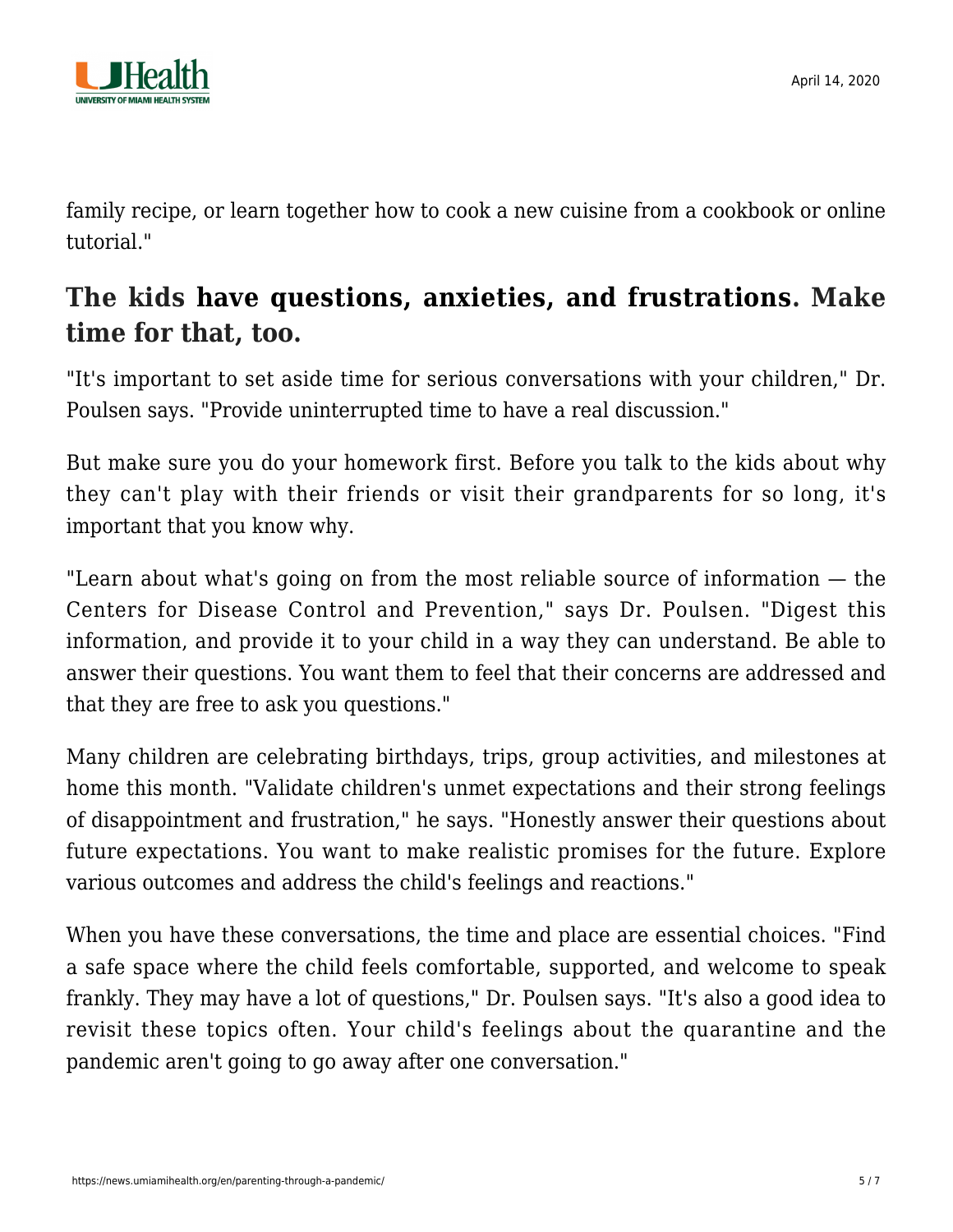family recipe, or learn together how to cook a new cuisine from a cookbook or online tutorial."

## The kids have questions, anxieties, and frustrations. Make time for that, too.

"It's important to set aside time for serious conversations with your children," Dr. Poulsen says. "Provide uninterrupted time to have a real discussion."

But make sure you do your homework first. Before you talk to the kids about why they can't play with their friends or visit their grandparents for so long, it's important that you know why.

"Learn about what's going on from the most reliable source of information — the Centers for Disease Control and Prevention," says Dr. Poulsen. "Digest this information, and provide it to your child in a way they can understand. Be able to answer their questions. You want them to feel that their concerns are addressed and that they are free to ask you questions."

Many children are celebrating birthdays, trips, group activities, and milestones at home this month. "Validate children's unmet expectations and their strong feelings of disappointment and frustration," he says. "Honestly answer their questions about future expectations. You want to make realistic promises for the future. Explore various outcomes and address the child's feelings and reactions."

When you have these conversations, the time and place are essential choices. "Find a safe space where the child feels comfortable, supported, and welcome to speak frankly. They may have a lot of questions," Dr. Poulsen says. "It's also a good idea to revisit these topics often. Your child's feelings about the quarantine and the pandemic aren't going to go away after one conversation."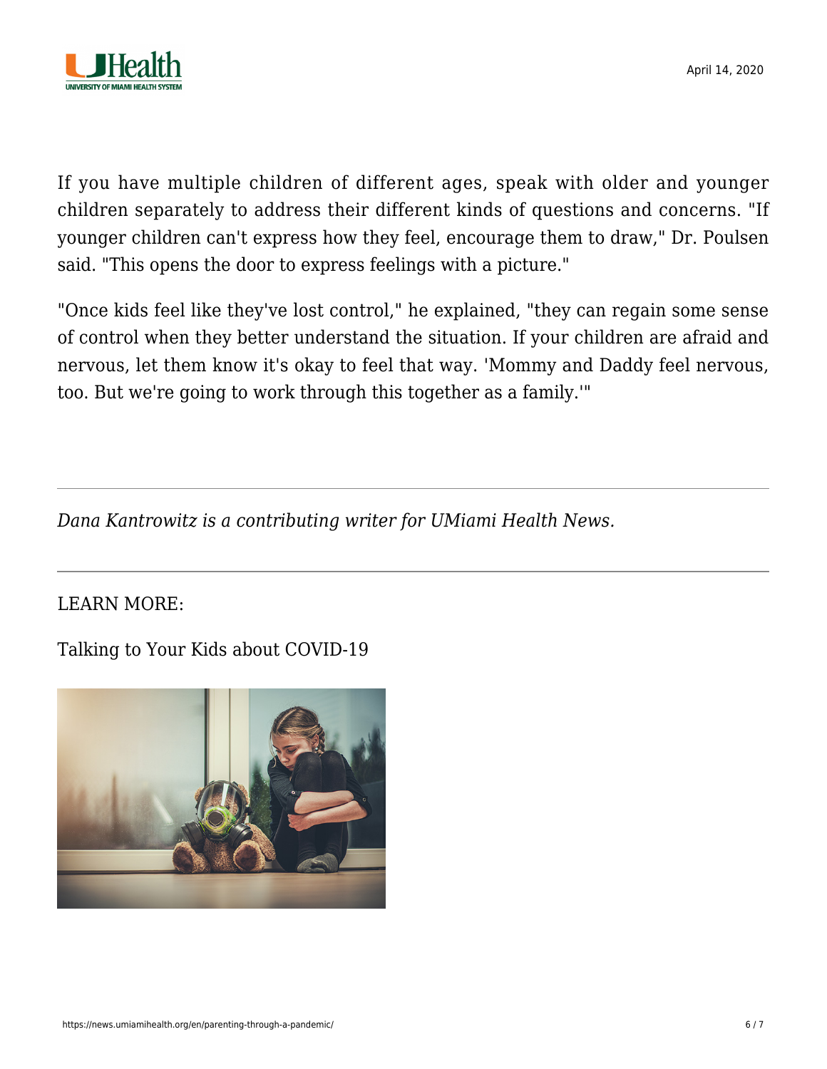If you have multiple children of different ages, speak with older and younger children separately to address their different kinds of questions and concerns. "If younger children can't express how they feel, encourage them to draw," Dr. Poulsen said. "This opens the door to express feelings with a picture."

"Once kids feel like they've lost control," he explained, "they can regain some sense of control when they better understand the situation. If your children are afraid and nervous, let them know it's okay to feel that way. 'Mommy and Daddy feel nervous, too. But we're going to work through this together as a family.'"

---

*Dana Kantrowitz is a contributing writer for UMiami Health News.*

---

LEARN MORE:

Talking to Your Kids about COVID-19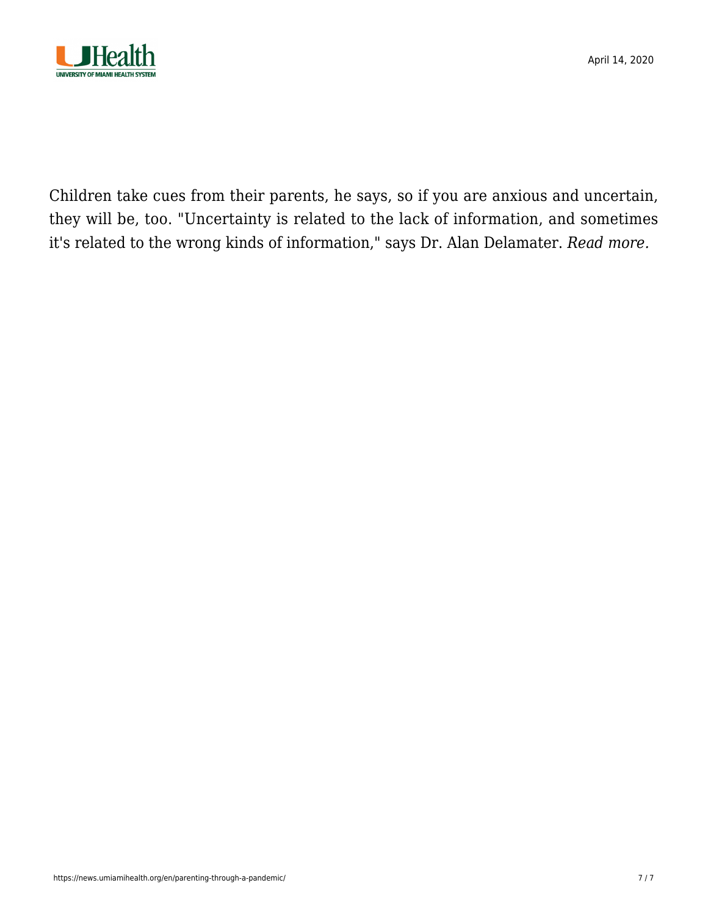Children take cues from their parents, he says, so if you are anxious and uncertain, they will be, too. "Uncertainty is related to the lack of information, and sometimes it's related to the wrong kinds of information," says Dr. Alan Delamater. *Read more*.